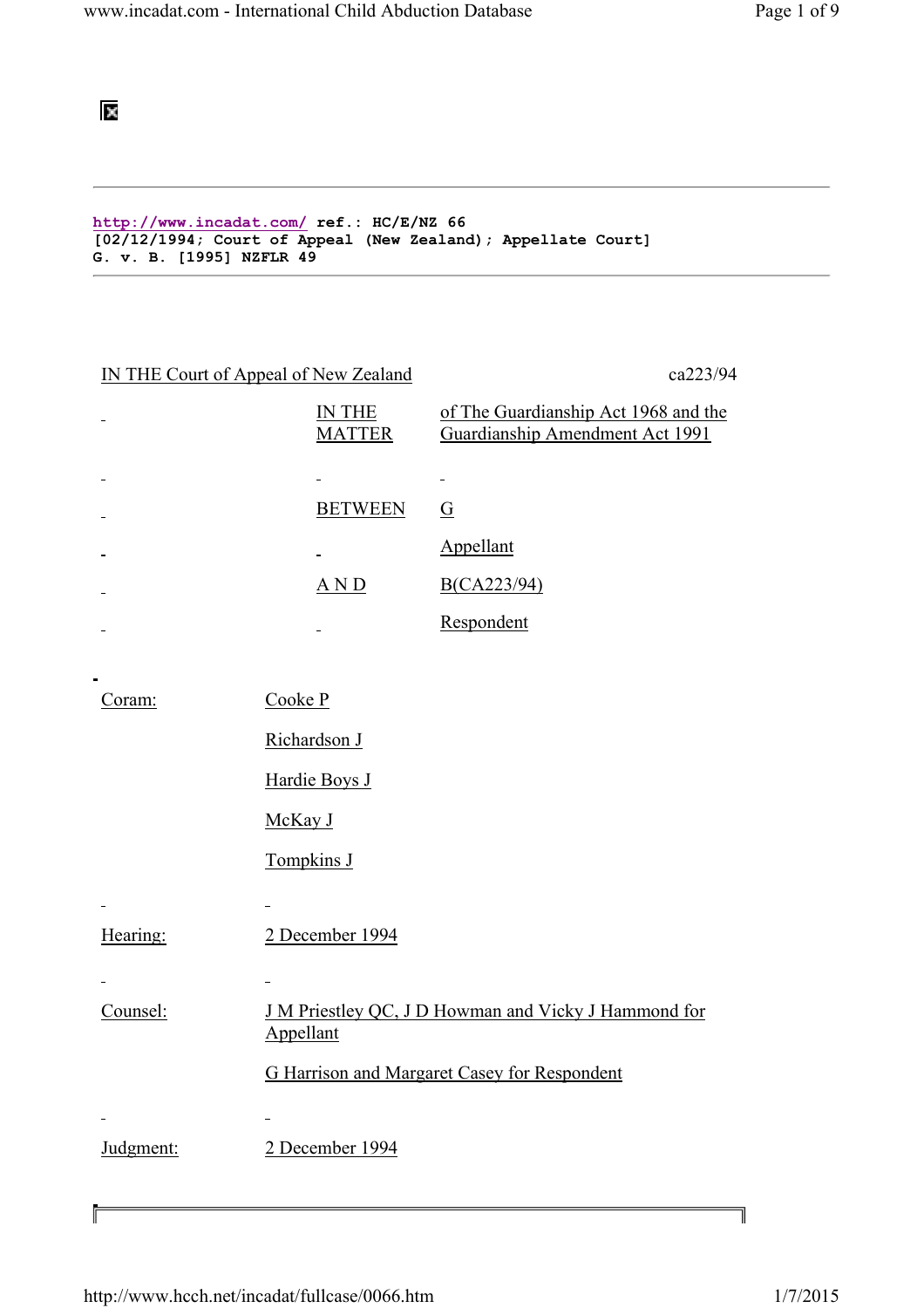http://www.incadat.com/ ref.: HC/E/NZ 66
[02/12/1994; Court of Appeal (New Zealand); Appellate Court]
G. v. B. [1995] NZFLR 49

---

IN THE Court of Appeal of New Zealand ca223/94

| | | |
|---|---|---|
| | IN THE MATTER | of The Guardianship Act 1968 and the Guardianship Amendment Act 1991 |
| | BETWEEN | G |
| | | Appellant |
| | A N D | B(CA223/94) |
| | | Respondent |

| | |
|---|---|
| Coram: | Cooke P |
| | Richardson J |
| | Hardie Boys J |
| | McKay J |
| | Tompkins J |
| Hearing: | 2 December 1994 |
| Counsel: | J M Priestley QC, J D Howman and Vicky J Hammond for Appellant |
| | G Harrison and Margaret Casey for Respondent |
| Judgment: | 2 December 1994 |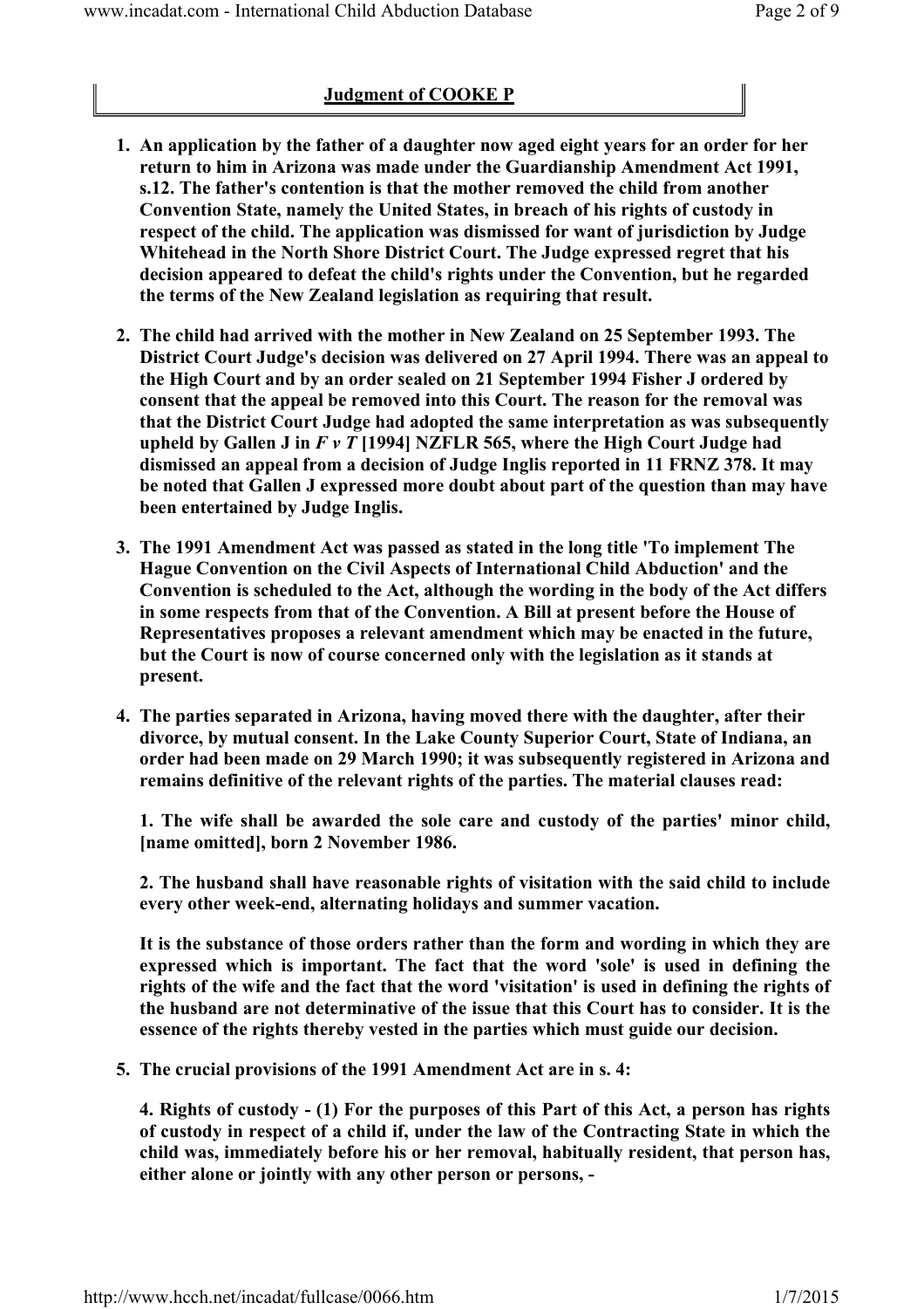## Judgment of COOKE P

1. **An application by the father of a daughter now aged eight years for an order for her return to him in Arizona was made under the Guardianship Amendment Act 1991, s.12. The father's contention is that the mother removed the child from another Convention State, namely the United States, in breach of his rights of custody in respect of the child. The application was dismissed for want of jurisdiction by Judge Whitehead in the North Shore District Court. The Judge expressed regret that his decision appeared to defeat the child's rights under the Convention, but he regarded the terms of the New Zealand legislation as requiring that result.**

2. **The child had arrived with the mother in New Zealand on 25 September 1993. The District Court Judge's decision was delivered on 27 April 1994. There was an appeal to the High Court and by an order sealed on 21 September 1994 Fisher J ordered by consent that the appeal be removed into this Court. The reason for the removal was that the District Court Judge had adopted the same interpretation as was subsequently upheld by Gallen J in *F v T* [1994] NZFLR 565, where the High Court Judge had dismissed an appeal from a decision of Judge Inglis reported in 11 FRNZ 378. It may be noted that Gallen J expressed more doubt about part of the question than may have been entertained by Judge Inglis.**

3. **The 1991 Amendment Act was passed as stated in the long title 'To implement The Hague Convention on the Civil Aspects of International Child Abduction' and the Convention is scheduled to the Act, although the wording in the body of the Act differs in some respects from that of the Convention. A Bill at present before the House of Representatives proposes a relevant amendment which may be enacted in the future, but the Court is now of course concerned only with the legislation as it stands at present.**

4. **The parties separated in Arizona, having moved there with the daughter, after their divorce, by mutual consent. In the Lake County Superior Court, State of Indiana, an order had been made on 29 March 1990; it was subsequently registered in Arizona and remains definitive of the relevant rights of the parties. The material clauses read:**

   **1. The wife shall be awarded the sole care and custody of the parties' minor child, [name omitted], born 2 November 1986.**

   **2. The husband shall have reasonable rights of visitation with the said child to include every other week-end, alternating holidays and summer vacation.**

   **It is the substance of those orders rather than the form and wording in which they are expressed which is important. The fact that the word 'sole' is used in defining the rights of the wife and the fact that the word 'visitation' is used in defining the rights of the husband are not determinative of the issue that this Court has to consider. It is the essence of the rights thereby vested in the parties which must guide our decision.**

5. **The crucial provisions of the 1991 Amendment Act are in s. 4:**

   **4. Rights of custody - (1) For the purposes of this Part of this Act, a person has rights of custody in respect of a child if, under the law of the Contracting State in which the child was, immediately before his or her removal, habitually resident, that person has, either alone or jointly with any other person or persons, -**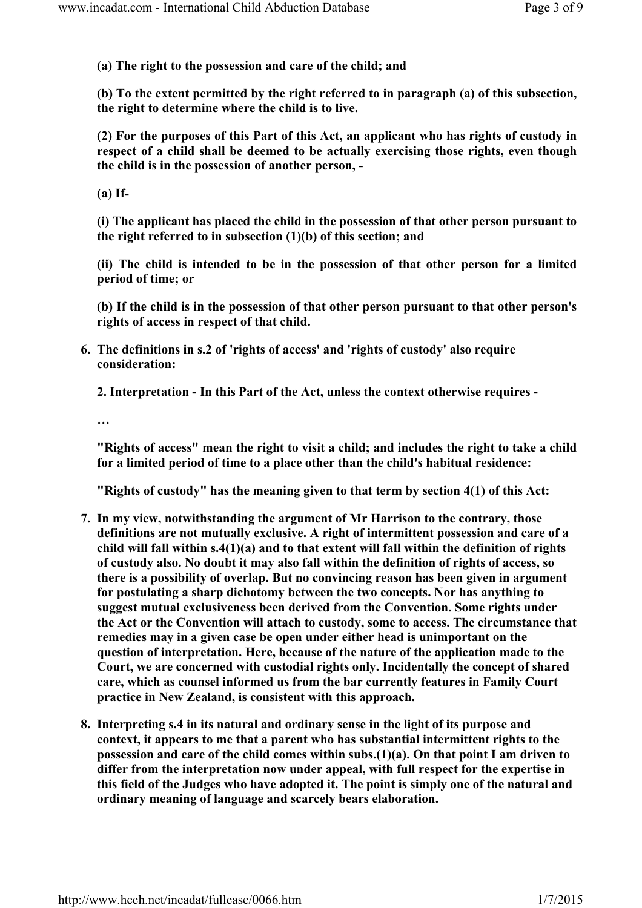**(a) The right to the possession and care of the child; and**

**(b) To the extent permitted by the right referred to in paragraph (a) of this subsection, the right to determine where the child is to live.**

**(2) For the purposes of this Part of this Act, an applicant who has rights of custody in respect of a child shall be deemed to be actually exercising those rights, even though the child is in the possession of another person, -**

**(a) If-**

**(i) The applicant has placed the child in the possession of that other person pursuant to the right referred to in subsection (1)(b) of this section; and**

**(ii) The child is intended to be in the possession of that other person for a limited period of time; or**

**(b) If the child is in the possession of that other person pursuant to that other person's rights of access in respect of that child.**

6. **The definitions in s.2 of 'rights of access' and 'rights of custody' also require consideration:**

   **2. Interpretation - In this Part of the Act, unless the context otherwise requires -**

   **…**

   **"Rights of access" mean the right to visit a child; and includes the right to take a child for a limited period of time to a place other than the child's habitual residence:**

   **"Rights of custody" has the meaning given to that term by section 4(1) of this Act:**

7. **In my view, notwithstanding the argument of Mr Harrison to the contrary, those definitions are not mutually exclusive. A right of intermittent possession and care of a child will fall within s.4(1)(a) and to that extent will fall within the definition of rights of custody also. No doubt it may also fall within the definition of rights of access, so there is a possibility of overlap. But no convincing reason has been given in argument for postulating a sharp dichotomy between the two concepts. Nor has anything to suggest mutual exclusiveness been derived from the Convention. Some rights under the Act or the Convention will attach to custody, some to access. The circumstance that remedies may in a given case be open under either head is unimportant on the question of interpretation. Here, because of the nature of the application made to the Court, we are concerned with custodial rights only. Incidentally the concept of shared care, which as counsel informed us from the bar currently features in Family Court practice in New Zealand, is consistent with this approach.**

8. **Interpreting s.4 in its natural and ordinary sense in the light of its purpose and context, it appears to me that a parent who has substantial intermittent rights to the possession and care of the child comes within subs.(1)(a). On that point I am driven to differ from the interpretation now under appeal, with full respect for the expertise in this field of the Judges who have adopted it. The point is simply one of the natural and ordinary meaning of language and scarcely bears elaboration.**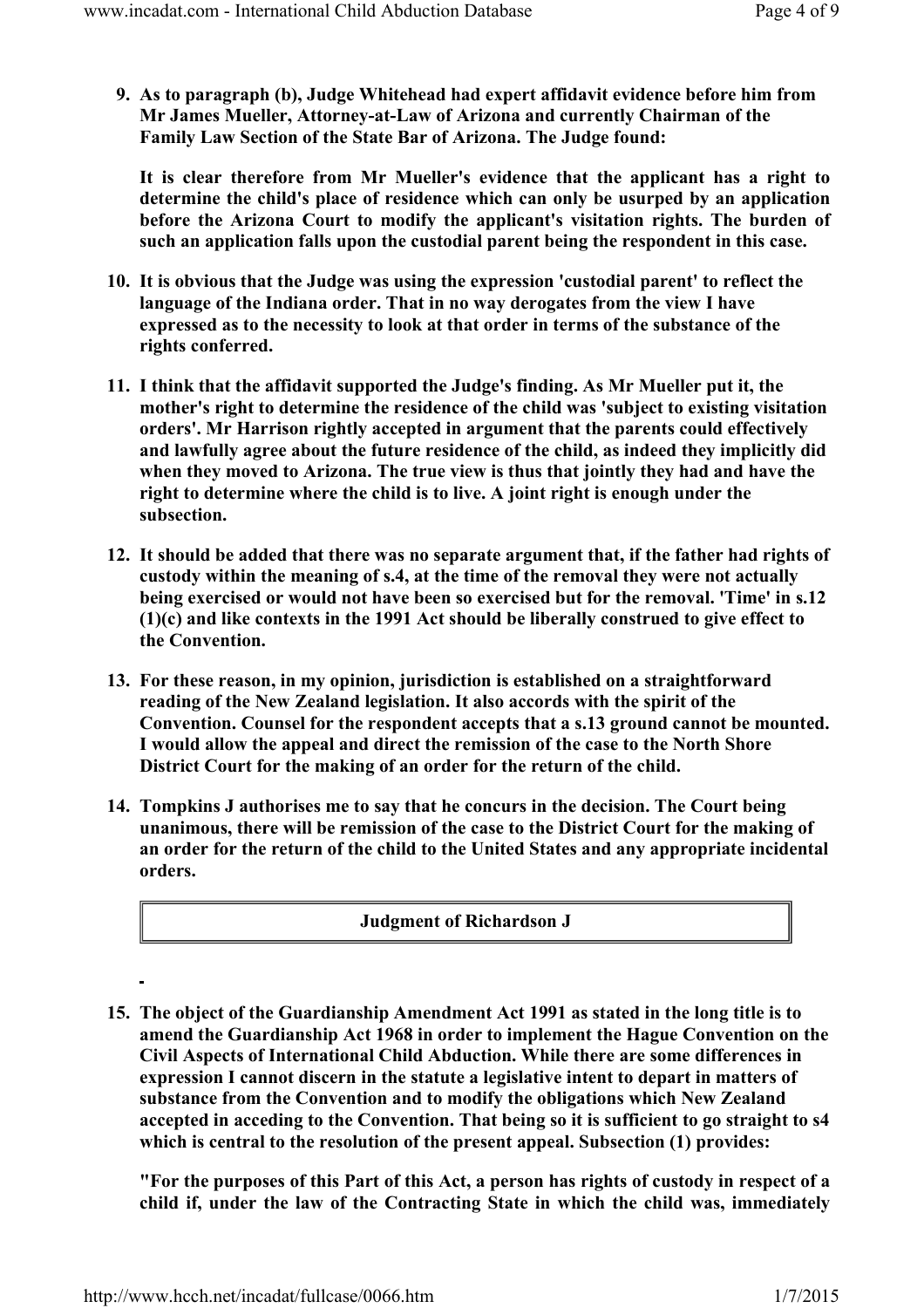9. As to paragraph (b), Judge Whitehead had expert affidavit evidence before him from Mr James Mueller, Attorney-at-Law of Arizona and currently Chairman of the Family Law Section of the State Bar of Arizona. The Judge found:

   It is clear therefore from Mr Mueller's evidence that the applicant has a right to determine the child's place of residence which can only be usurped by an application before the Arizona Court to modify the applicant's visitation rights. The burden of such an application falls upon the custodial parent being the respondent in this case.

10. It is obvious that the Judge was using the expression 'custodial parent' to reflect the language of the Indiana order. That in no way derogates from the view I have expressed as to the necessity to look at that order in terms of the substance of the rights conferred.

11. I think that the affidavit supported the Judge's finding. As Mr Mueller put it, the mother's right to determine the residence of the child was 'subject to existing visitation orders'. Mr Harrison rightly accepted in argument that the parents could effectively and lawfully agree about the future residence of the child, as indeed they implicitly did when they moved to Arizona. The true view is thus that jointly they had and have the right to determine where the child is to live. A joint right is enough under the subsection.

12. It should be added that there was no separate argument that, if the father had rights of custody within the meaning of s.4, at the time of the removal they were not actually being exercised or would not have been so exercised but for the removal. 'Time' in s.12 (1)(c) and like contexts in the 1991 Act should be liberally construed to give effect to the Convention.

13. For these reason, in my opinion, jurisdiction is established on a straightforward reading of the New Zealand legislation. It also accords with the spirit of the Convention. Counsel for the respondent accepts that a s.13 ground cannot be mounted. I would allow the appeal and direct the remission of the case to the North Shore District Court for the making of an order for the return of the child.

14. Tompkins J authorises me to say that he concurs in the decision. The Court being unanimous, there will be remission of the case to the District Court for the making of an order for the return of the child to the United States and any appropriate incidental orders.

## Judgment of Richardson J

15. The object of the Guardianship Amendment Act 1991 as stated in the long title is to amend the Guardianship Act 1968 in order to implement the Hague Convention on the Civil Aspects of International Child Abduction. While there are some differences in expression I cannot discern in the statute a legislative intent to depart in matters of substance from the Convention and to modify the obligations which New Zealand accepted in acceding to the Convention. That being so it is sufficient to go straight to s4 which is central to the resolution of the present appeal. Subsection (1) provides:

    "For the purposes of this Part of this Act, a person has rights of custody in respect of a child if, under the law of the Contracting State in which the child was, immediately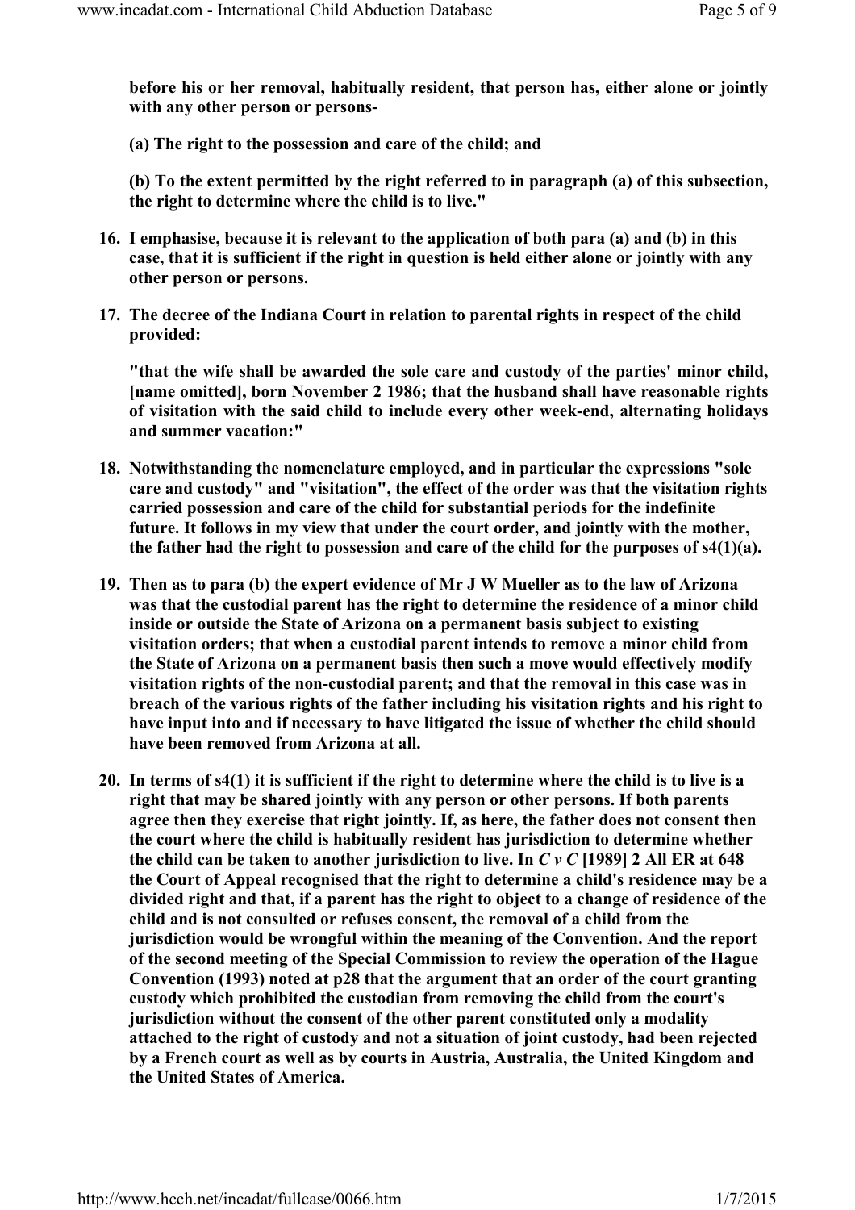**before his or her removal, habitually resident, that person has, either alone or jointly with any other person or persons-**

**(a) The right to the possession and care of the child; and**

**(b) To the extent permitted by the right referred to in paragraph (a) of this subsection, the right to determine where the child is to live."**

16. **I emphasise, because it is relevant to the application of both para (a) and (b) in this case, that it is sufficient if the right in question is held either alone or jointly with any other person or persons.**

17. **The decree of the Indiana Court in relation to parental rights in respect of the child provided:**

    **"that the wife shall be awarded the sole care and custody of the parties' minor child, [name omitted], born November 2 1986; that the husband shall have reasonable rights of visitation with the said child to include every other week-end, alternating holidays and summer vacation:"**

18. **Notwithstanding the nomenclature employed, and in particular the expressions "sole care and custody" and "visitation", the effect of the order was that the visitation rights carried possession and care of the child for substantial periods for the indefinite future. It follows in my view that under the court order, and jointly with the mother, the father had the right to possession and care of the child for the purposes of s4(1)(a).**

19. **Then as to para (b) the expert evidence of Mr J W Mueller as to the law of Arizona was that the custodial parent has the right to determine the residence of a minor child inside or outside the State of Arizona on a permanent basis subject to existing visitation orders; that when a custodial parent intends to remove a minor child from the State of Arizona on a permanent basis then such a move would effectively modify visitation rights of the non-custodial parent; and that the removal in this case was in breach of the various rights of the father including his visitation rights and his right to have input into and if necessary to have litigated the issue of whether the child should have been removed from Arizona at all.**

20. **In terms of s4(1) it is sufficient if the right to determine where the child is to live is a right that may be shared jointly with any person or other persons. If both parents agree then they exercise that right jointly. If, as here, the father does not consent then the court where the child is habitually resident has jurisdiction to determine whether the child can be taken to another jurisdiction to live. In *C v C* [1989] 2 All ER at 648 the Court of Appeal recognised that the right to determine a child's residence may be a divided right and that, if a parent has the right to object to a change of residence of the child and is not consulted or refuses consent, the removal of a child from the jurisdiction would be wrongful within the meaning of the Convention. And the report of the second meeting of the Special Commission to review the operation of the Hague Convention (1993) noted at p28 that the argument that an order of the court granting custody which prohibited the custodian from removing the child from the court's jurisdiction without the consent of the other parent constituted only a modality attached to the right of custody and not a situation of joint custody, had been rejected by a French court as well as by courts in Austria, Australia, the United Kingdom and the United States of America.**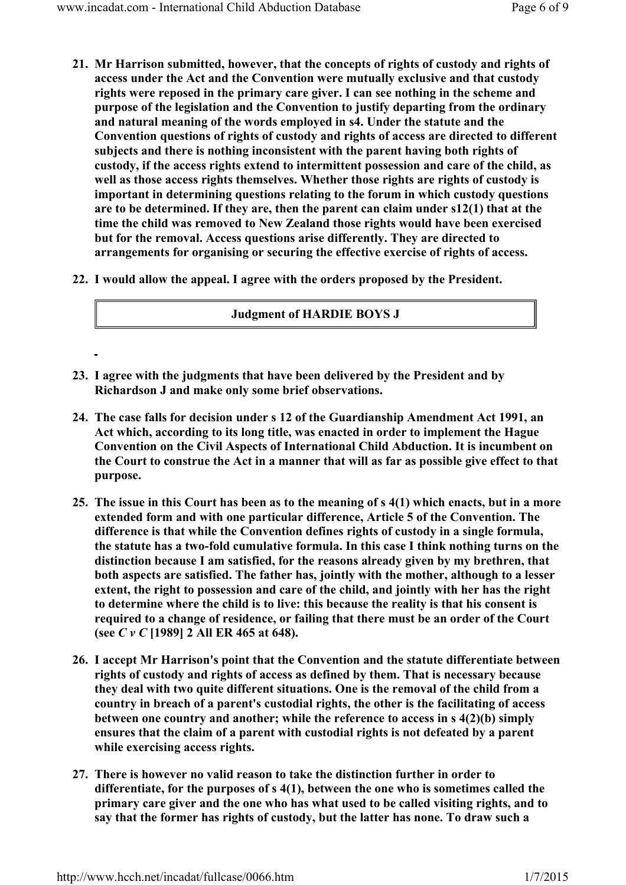21. Mr Harrison submitted, however, that the concepts of rights of custody and rights of access under the Act and the Convention were mutually exclusive and that custody rights were reposed in the primary care giver. I can see nothing in the scheme and purpose of the legislation and the Convention to justify departing from the ordinary and natural meaning of the words employed in s4. Under the statute and the Convention questions of rights of custody and rights of access are directed to different subjects and there is nothing inconsistent with the parent having both rights of custody, if the access rights extend to intermittent possession and care of the child, as well as those access rights themselves. Whether those rights are rights of custody is important in determining questions relating to the forum in which custody questions are to be determined. If they are, then the parent can claim under s12(1) that at the time the child was removed to New Zealand those rights would have been exercised but for the removal. Access questions arise differently. They are directed to arrangements for organising or securing the effective exercise of rights of access.

22. I would allow the appeal. I agree with the orders proposed by the President.

## Judgment of HARDIE BOYS J

23. I agree with the judgments that have been delivered by the President and by Richardson J and make only some brief observations.

24. The case falls for decision under s 12 of the Guardianship Amendment Act 1991, an Act which, according to its long title, was enacted in order to implement the Hague Convention on the Civil Aspects of International Child Abduction. It is incumbent on the Court to construe the Act in a manner that will as far as possible give effect to that purpose.

25. The issue in this Court has been as to the meaning of s 4(1) which enacts, but in a more extended form and with one particular difference, Article 5 of the Convention. The difference is that while the Convention defines rights of custody in a single formula, the statute has a two-fold cumulative formula. In this case I think nothing turns on the distinction because I am satisfied, for the reasons already given by my brethren, that both aspects are satisfied. The father has, jointly with the mother, although to a lesser extent, the right to possession and care of the child, and jointly with her has the right to determine where the child is to live: this because the reality is that his consent is required to a change of residence, or failing that there must be an order of the Court (see *C v C* [1989] 2 All ER 465 at 648).

26. I accept Mr Harrison's point that the Convention and the statute differentiate between rights of custody and rights of access as defined by them. That is necessary because they deal with two quite different situations. One is the removal of the child from a country in breach of a parent's custodial rights, the other is the facilitating of access between one country and another; while the reference to access in s 4(2)(b) simply ensures that the claim of a parent with custodial rights is not defeated by a parent while exercising access rights.

27. There is however no valid reason to take the distinction further in order to differentiate, for the purposes of s 4(1), between the one who is sometimes called the primary care giver and the one who has what used to be called visiting rights, and to say that the former has rights of custody, but the latter has none. To draw such a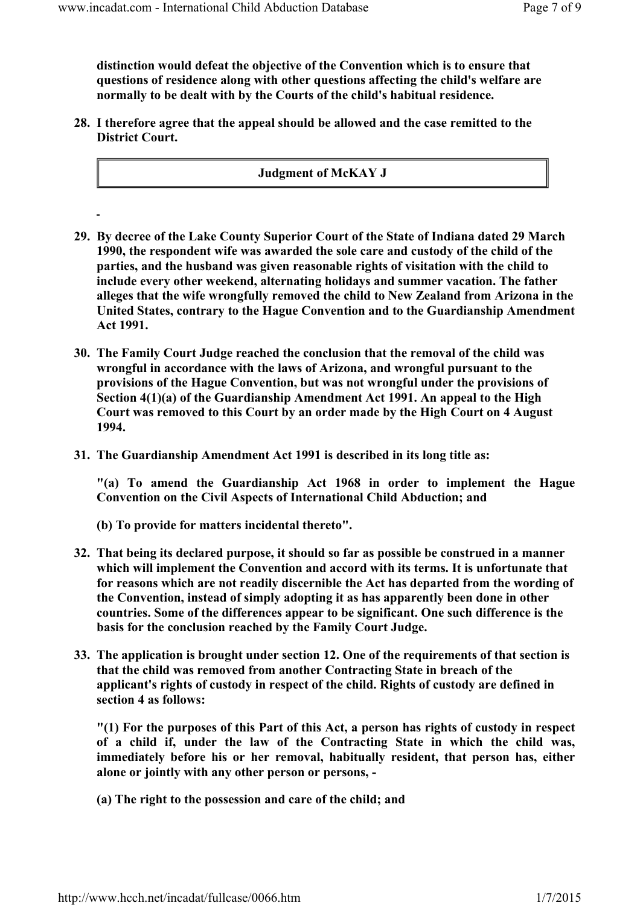**distinction would defeat the objective of the Convention which is to ensure that questions of residence along with other questions affecting the child's welfare are normally to be dealt with by the Courts of the child's habitual residence.**

**28. I therefore agree that the appeal should be allowed and the case remitted to the District Court.**

## Judgment of McKAY J

**29. By decree of the Lake County Superior Court of the State of Indiana dated 29 March 1990, the respondent wife was awarded the sole care and custody of the child of the parties, and the husband was given reasonable rights of visitation with the child to include every other weekend, alternating holidays and summer vacation. The father alleges that the wife wrongfully removed the child to New Zealand from Arizona in the United States, contrary to the Hague Convention and to the Guardianship Amendment Act 1991.**

**30. The Family Court Judge reached the conclusion that the removal of the child was wrongful in accordance with the laws of Arizona, and wrongful pursuant to the provisions of the Hague Convention, but was not wrongful under the provisions of Section 4(1)(a) of the Guardianship Amendment Act 1991. An appeal to the High Court was removed to this Court by an order made by the High Court on 4 August 1994.**

**31. The Guardianship Amendment Act 1991 is described in its long title as:**

**"(a) To amend the Guardianship Act 1968 in order to implement the Hague Convention on the Civil Aspects of International Child Abduction; and**

**(b) To provide for matters incidental thereto".**

**32. That being its declared purpose, it should so far as possible be construed in a manner which will implement the Convention and accord with its terms. It is unfortunate that for reasons which are not readily discernible the Act has departed from the wording of the Convention, instead of simply adopting it as has apparently been done in other countries. Some of the differences appear to be significant. One such difference is the basis for the conclusion reached by the Family Court Judge.**

**33. The application is brought under section 12. One of the requirements of that section is that the child was removed from another Contracting State in breach of the applicant's rights of custody in respect of the child. Rights of custody are defined in section 4 as follows:**

**"(1) For the purposes of this Part of this Act, a person has rights of custody in respect of a child if, under the law of the Contracting State in which the child was, immediately before his or her removal, habitually resident, that person has, either alone or jointly with any other person or persons, -**

**(a) The right to the possession and care of the child; and**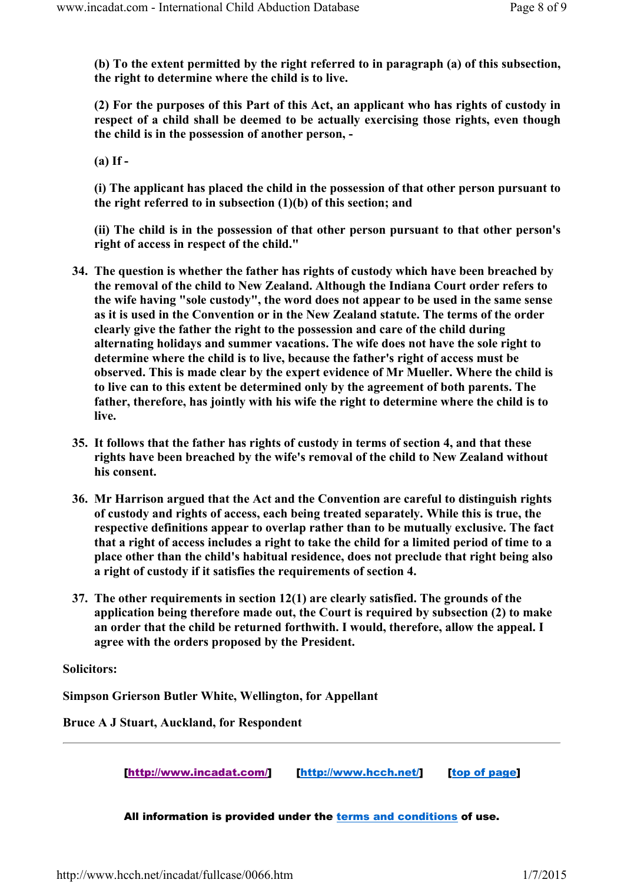**(b) To the extent permitted by the right referred to in paragraph (a) of this subsection, the right to determine where the child is to live.**

**(2) For the purposes of this Part of this Act, an applicant who has rights of custody in respect of a child shall be deemed to be actually exercising those rights, even though the child is in the possession of another person, -**

**(a) If -**

**(i) The applicant has placed the child in the possession of that other person pursuant to the right referred to in subsection (1)(b) of this section; and**

**(ii) The child is in the possession of that other person pursuant to that other person's right of access in respect of the child."**

34. **The question is whether the father has rights of custody which have been breached by the removal of the child to New Zealand. Although the Indiana Court order refers to the wife having "sole custody", the word does not appear to be used in the same sense as it is used in the Convention or in the New Zealand statute. The terms of the order clearly give the father the right to the possession and care of the child during alternating holidays and summer vacations. The wife does not have the sole right to determine where the child is to live, because the father's right of access must be observed. This is made clear by the expert evidence of Mr Mueller. Where the child is to live can to this extent be determined only by the agreement of both parents. The father, therefore, has jointly with his wife the right to determine where the child is to live.**

35. **It follows that the father has rights of custody in terms of section 4, and that these rights have been breached by the wife's removal of the child to New Zealand without his consent.**

36. **Mr Harrison argued that the Act and the Convention are careful to distinguish rights of custody and rights of access, each being treated separately. While this is true, the respective definitions appear to overlap rather than to be mutually exclusive. The fact that a right of access includes a right to take the child for a limited period of time to a place other than the child's habitual residence, does not preclude that right being also a right of custody if it satisfies the requirements of section 4.**

37. **The other requirements in section 12(1) are clearly satisfied. The grounds of the application being therefore made out, the Court is required by subsection (2) to make an order that the child be returned forthwith. I would, therefore, allow the appeal. I agree with the orders proposed by the President.**

**Solicitors:**

**Simpson Grierson Butler White, Wellington, for Appellant**

**Bruce A J Stuart, Auckland, for Respondent**

---

[http://www.incadat.com/] [http://www.hcch.net/] [top of page]

**All information is provided under the terms and conditions of use.**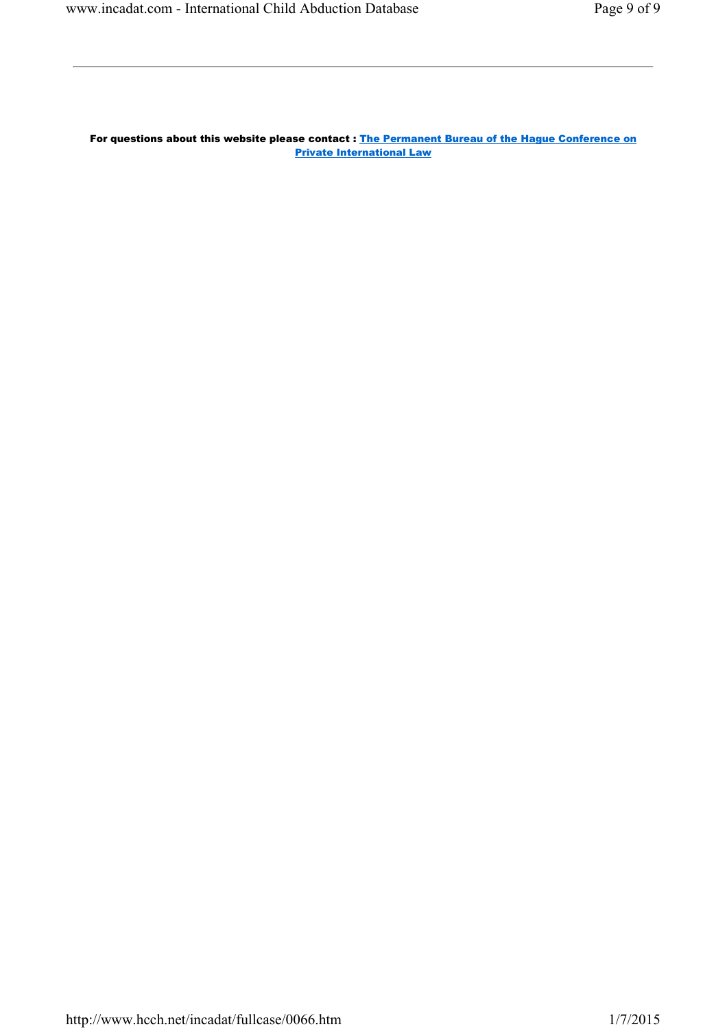---

**For questions about this website please contact : The Permanent Bureau of the Hague Conference on Private International Law**